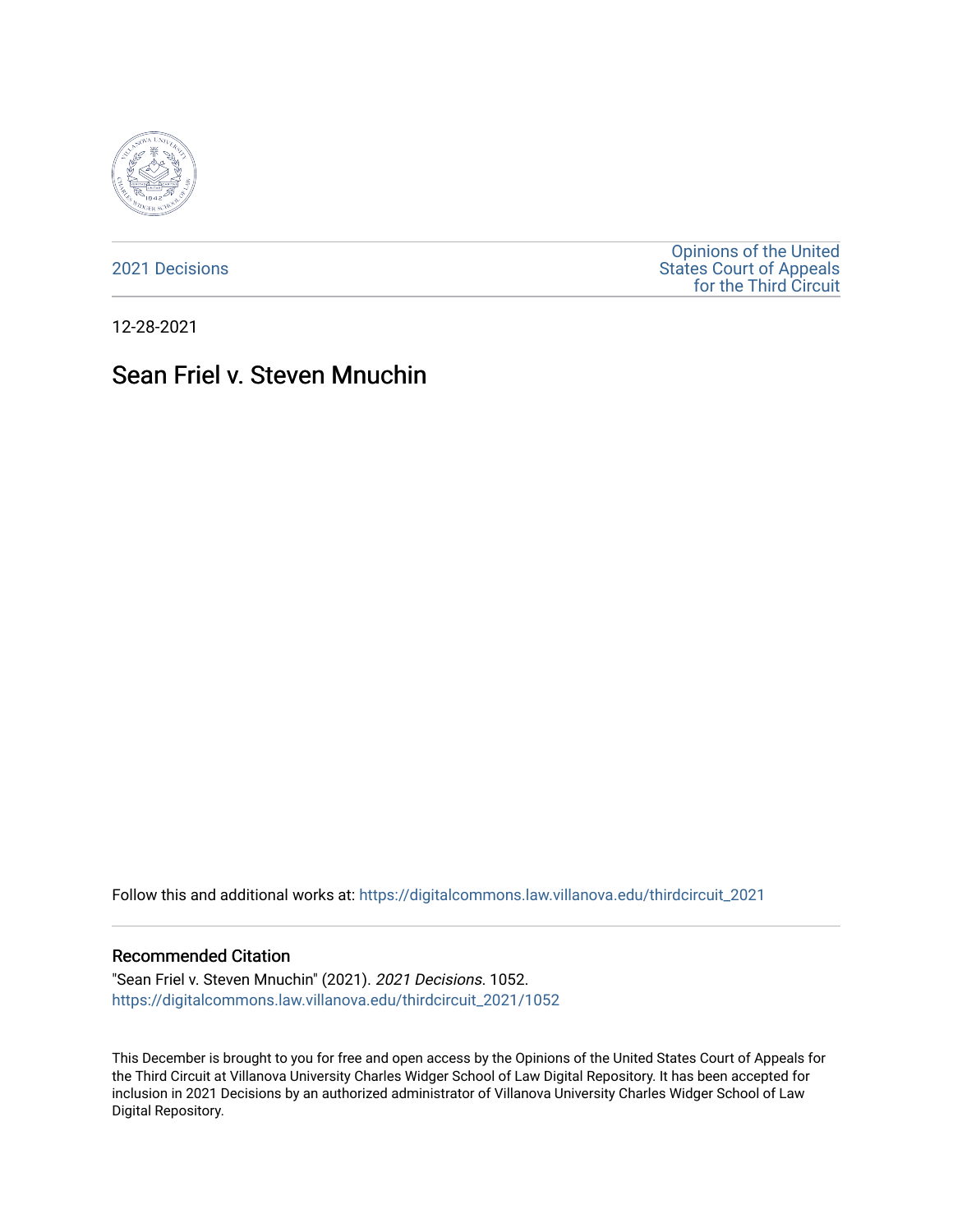2021 Decisions

Opinions of the United States Court of Appeals for the Third Circuit

12-28-2021

# Sean Friel v. Steven Mnuchin

Follow this and additional works at: https://digitalcommons.law.villanova.edu/thirdcircuit_2021

## Recommended Citation

"Sean Friel v. Steven Mnuchin" (2021). *2021 Decisions*. 1052.
https://digitalcommons.law.villanova.edu/thirdcircuit_2021/1052

This December is brought to you for free and open access by the Opinions of the United States Court of Appeals for the Third Circuit at Villanova University Charles Widger School of Law Digital Repository. It has been accepted for inclusion in 2021 Decisions by an authorized administrator of Villanova University Charles Widger School of Law Digital Repository.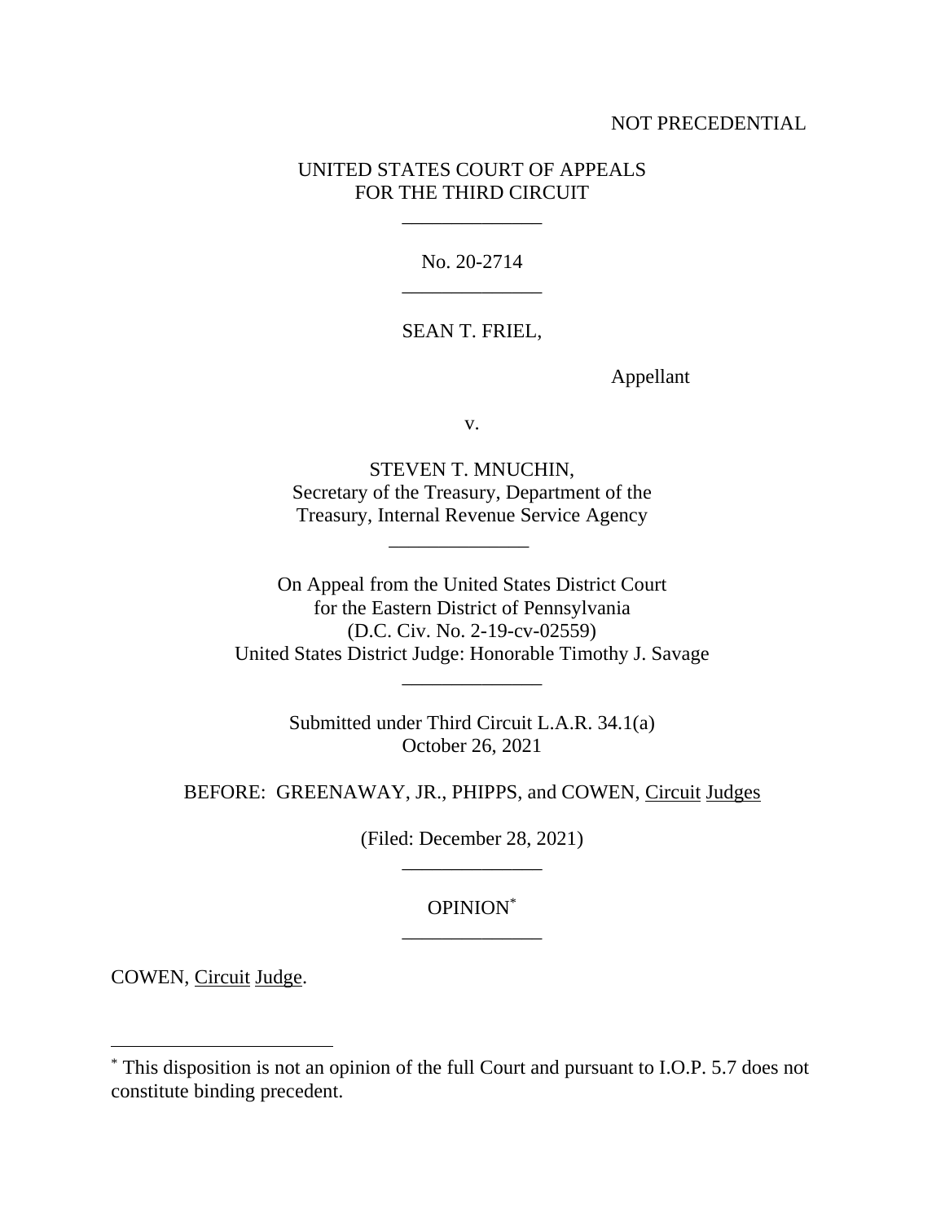NOT PRECEDENTIAL

UNITED STATES COURT OF APPEALS
FOR THE THIRD CIRCUIT

\_\_\_\_\_\_\_\_\_\_\_\_\_\_

No. 20-2714

\_\_\_\_\_\_\_\_\_\_\_\_\_\_

SEAN T. FRIEL,

Appellant

v.

STEVEN T. MNUCHIN,
Secretary of the Treasury, Department of the
Treasury, Internal Revenue Service Agency

\_\_\_\_\_\_\_\_\_\_\_\_\_\_

On Appeal from the United States District Court
for the Eastern District of Pennsylvania
(D.C. Civ. No. 2-19-cv-02559)
United States District Judge: Honorable Timothy J. Savage

\_\_\_\_\_\_\_\_\_\_\_\_\_\_

Submitted under Third Circuit L.A.R. 34.1(a)
October 26, 2021

BEFORE: GREENAWAY, JR., PHIPPS, and COWEN, Circuit Judges

(Filed: December 28, 2021)

\_\_\_\_\_\_\_\_\_\_\_\_\_\_

OPINION*

\_\_\_\_\_\_\_\_\_\_\_\_\_\_

COWEN, Circuit Judge.

---

* This disposition is not an opinion of the full Court and pursuant to I.O.P. 5.7 does not constitute binding precedent.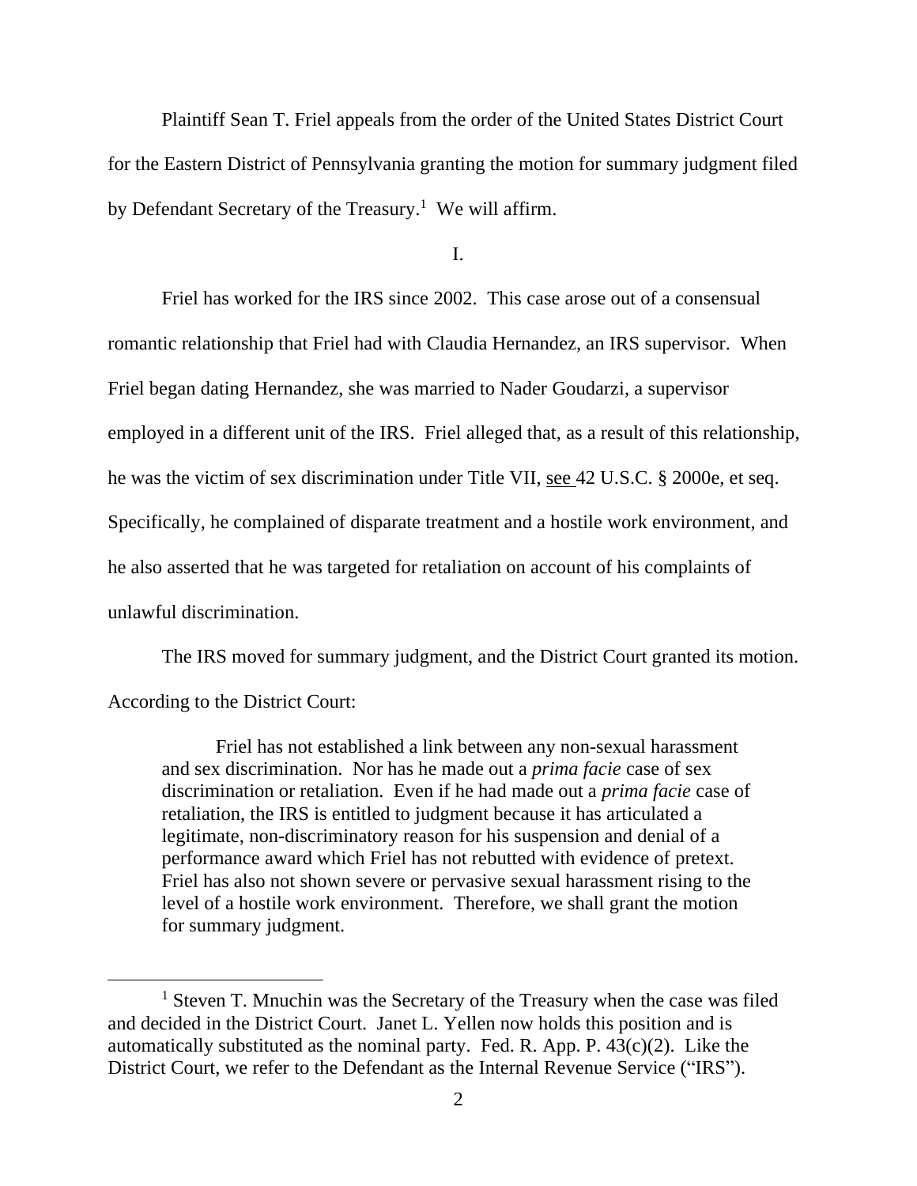Plaintiff Sean T. Friel appeals from the order of the United States District Court for the Eastern District of Pennsylvania granting the motion for summary judgment filed by Defendant Secretary of the Treasury.[1] We will affirm.

I.

Friel has worked for the IRS since 2002. This case arose out of a consensual romantic relationship that Friel had with Claudia Hernandez, an IRS supervisor. When Friel began dating Hernandez, she was married to Nader Goudarzi, a supervisor employed in a different unit of the IRS. Friel alleged that, as a result of this relationship, he was the victim of sex discrimination under Title VII, see 42 U.S.C. § 2000e, et seq. Specifically, he complained of disparate treatment and a hostile work environment, and he also asserted that he was targeted for retaliation on account of his complaints of unlawful discrimination.

The IRS moved for summary judgment, and the District Court granted its motion. According to the District Court:

> Friel has not established a link between any non-sexual harassment and sex discrimination. Nor has he made out a *prima facie* case of sex discrimination or retaliation. Even if he had made out a *prima facie* case of retaliation, the IRS is entitled to judgment because it has articulated a legitimate, non-discriminatory reason for his suspension and denial of a performance award which Friel has not rebutted with evidence of pretext. Friel has also not shown severe or pervasive sexual harassment rising to the level of a hostile work environment. Therefore, we shall grant the motion for summary judgment.

[1] Steven T. Mnuchin was the Secretary of the Treasury when the case was filed and decided in the District Court. Janet L. Yellen now holds this position and is automatically substituted as the nominal party. Fed. R. App. P. 43(c)(2). Like the District Court, we refer to the Defendant as the Internal Revenue Service ("IRS").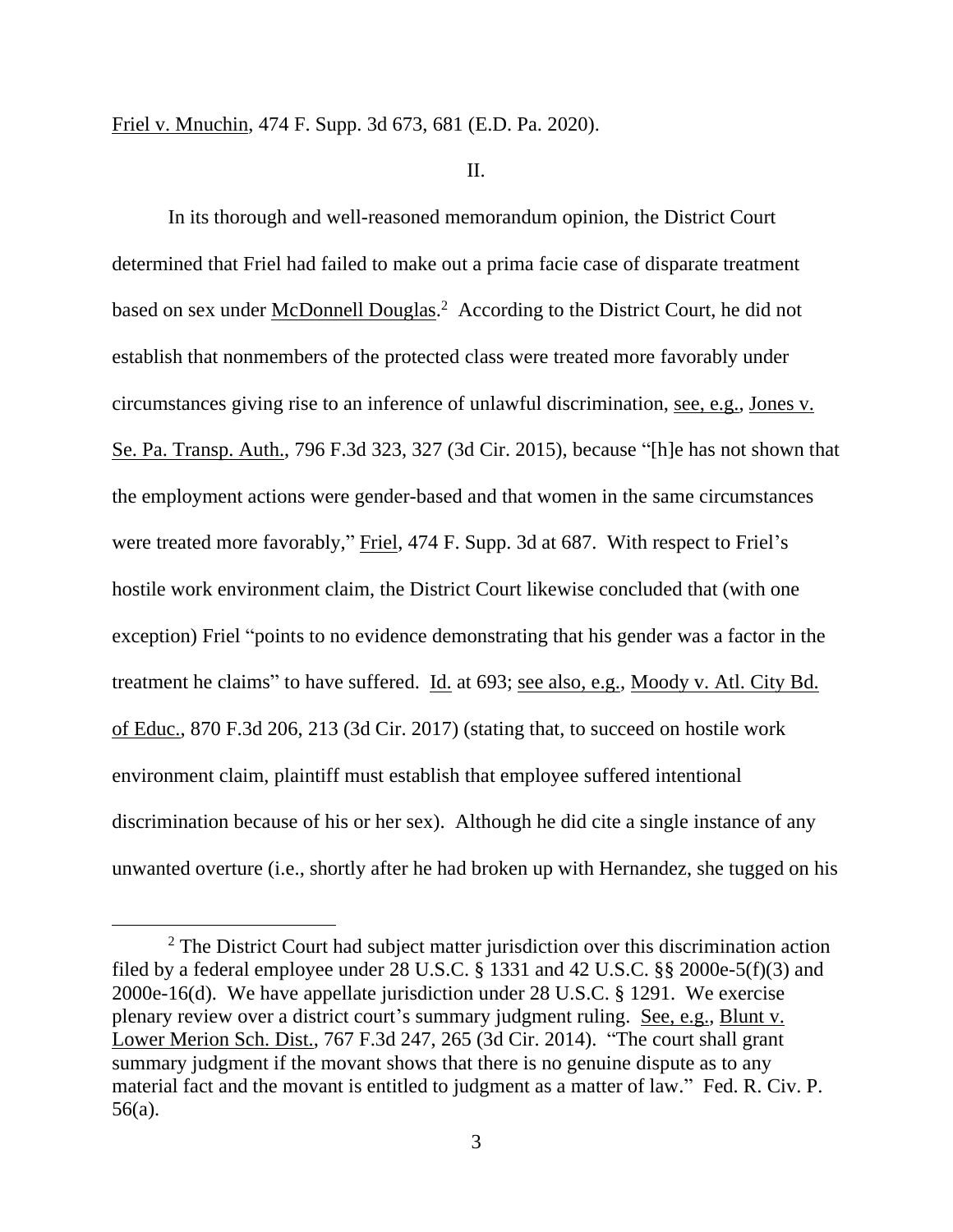Friel v. Mnuchin, 474 F. Supp. 3d 673, 681 (E.D. Pa. 2020).

II.

In its thorough and well-reasoned memorandum opinion, the District Court determined that Friel had failed to make out a prima facie case of disparate treatment based on sex under McDonnell Douglas.[2] According to the District Court, he did not establish that nonmembers of the protected class were treated more favorably under circumstances giving rise to an inference of unlawful discrimination, see, e.g., Jones v. Se. Pa. Transp. Auth., 796 F.3d 323, 327 (3d Cir. 2015), because "[h]e has not shown that the employment actions were gender-based and that women in the same circumstances were treated more favorably," Friel, 474 F. Supp. 3d at 687. With respect to Friel's hostile work environment claim, the District Court likewise concluded that (with one exception) Friel "points to no evidence demonstrating that his gender was a factor in the treatment he claims" to have suffered. Id. at 693; see also, e.g., Moody v. Atl. City Bd. of Educ., 870 F.3d 206, 213 (3d Cir. 2017) (stating that, to succeed on hostile work environment claim, plaintiff must establish that employee suffered intentional discrimination because of his or her sex). Although he did cite a single instance of any unwanted overture (i.e., shortly after he had broken up with Hernandez, she tugged on his

[2] The District Court had subject matter jurisdiction over this discrimination action filed by a federal employee under 28 U.S.C. § 1331 and 42 U.S.C. §§ 2000e-5(f)(3) and 2000e-16(d). We have appellate jurisdiction under 28 U.S.C. § 1291. We exercise plenary review over a district court's summary judgment ruling. See, e.g., Blunt v. Lower Merion Sch. Dist., 767 F.3d 247, 265 (3d Cir. 2014). "The court shall grant summary judgment if the movant shows that there is no genuine dispute as to any material fact and the movant is entitled to judgment as a matter of law." Fed. R. Civ. P. 56(a).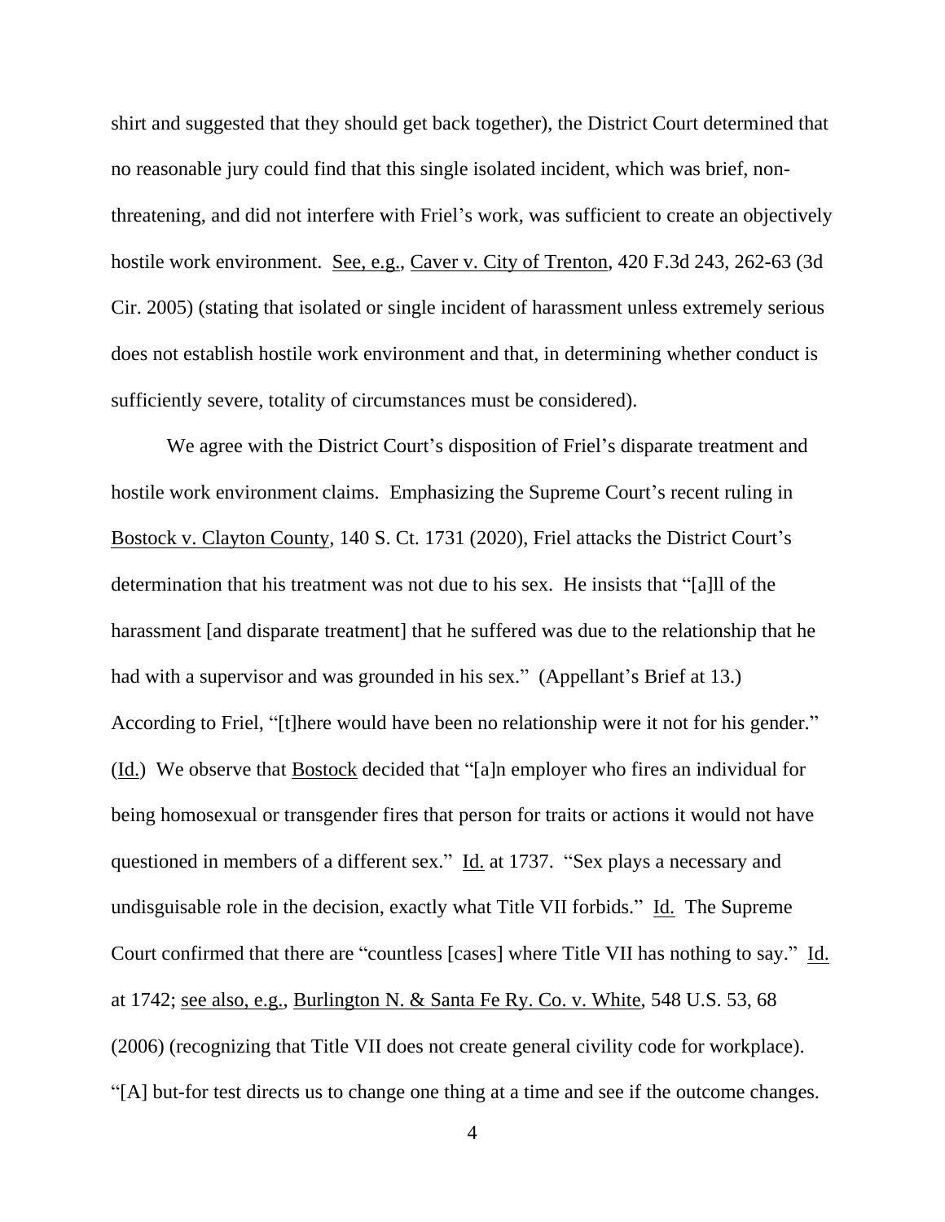shirt and suggested that they should get back together), the District Court determined that no reasonable jury could find that this single isolated incident, which was brief, non-threatening, and did not interfere with Friel's work, was sufficient to create an objectively hostile work environment. See, e.g., Caver v. City of Trenton, 420 F.3d 243, 262-63 (3d Cir. 2005) (stating that isolated or single incident of harassment unless extremely serious does not establish hostile work environment and that, in determining whether conduct is sufficiently severe, totality of circumstances must be considered).

We agree with the District Court's disposition of Friel's disparate treatment and hostile work environment claims. Emphasizing the Supreme Court's recent ruling in Bostock v. Clayton County, 140 S. Ct. 1731 (2020), Friel attacks the District Court's determination that his treatment was not due to his sex. He insists that "[a]ll of the harassment [and disparate treatment] that he suffered was due to the relationship that he had with a supervisor and was grounded in his sex." (Appellant's Brief at 13.) According to Friel, "[t]here would have been no relationship were it not for his gender." (Id.) We observe that Bostock decided that "[a]n employer who fires an individual for being homosexual or transgender fires that person for traits or actions it would not have questioned in members of a different sex." Id. at 1737. "Sex plays a necessary and undisguisable role in the decision, exactly what Title VII forbids." Id. The Supreme Court confirmed that there are "countless [cases] where Title VII has nothing to say." Id. at 1742; see also, e.g., Burlington N. & Santa Fe Ry. Co. v. White, 548 U.S. 53, 68 (2006) (recognizing that Title VII does not create general civility code for workplace). "[A] but-for test directs us to change one thing at a time and see if the outcome changes.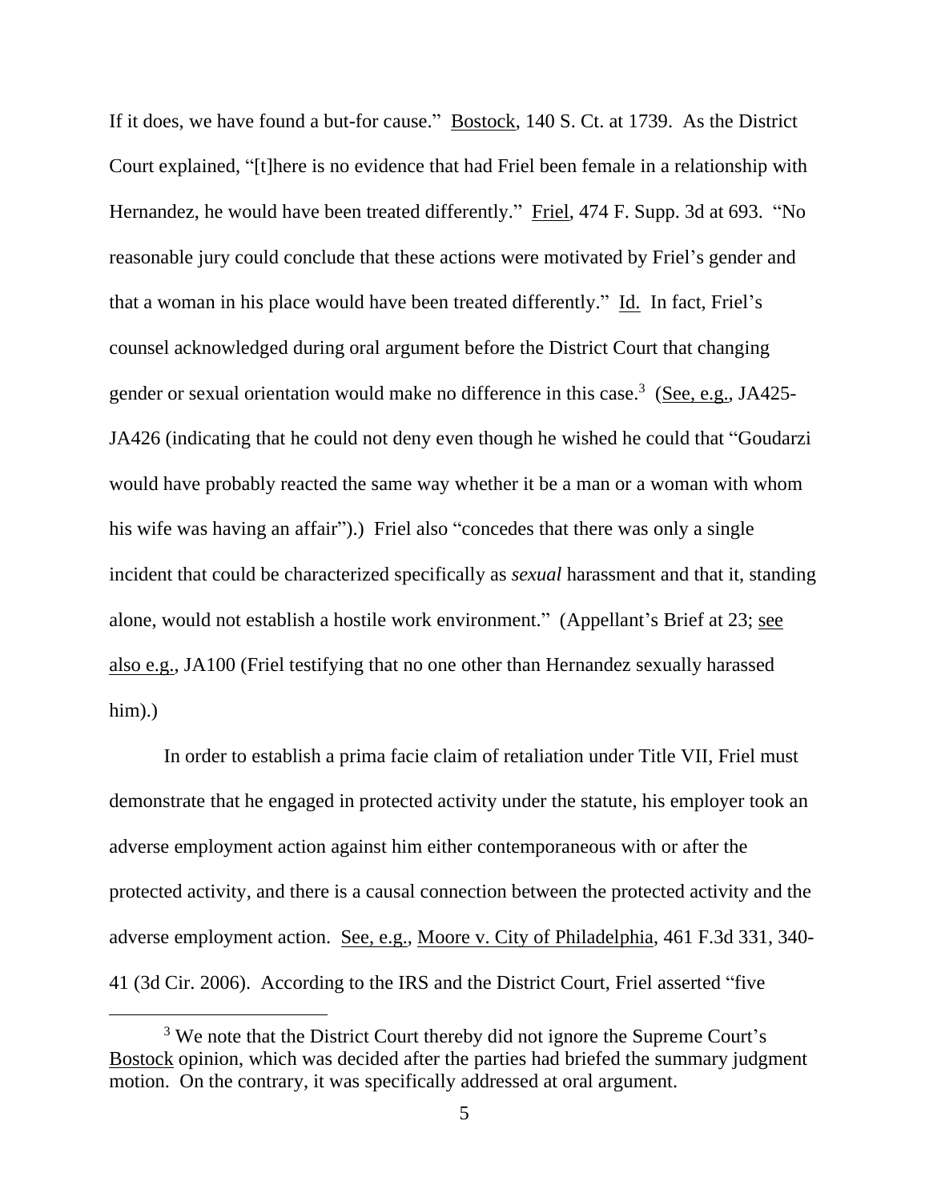If it does, we have found a but-for cause." Bostock, 140 S. Ct. at 1739. As the District Court explained, "[t]here is no evidence that had Friel been female in a relationship with Hernandez, he would have been treated differently." Friel, 474 F. Supp. 3d at 693. "No reasonable jury could conclude that these actions were motivated by Friel's gender and that a woman in his place would have been treated differently." Id. In fact, Friel's counsel acknowledged during oral argument before the District Court that changing gender or sexual orientation would make no difference in this case.[3] (See, e.g., JA425-JA426 (indicating that he could not deny even though he wished he could that "Goudarzi would have probably reacted the same way whether it be a man or a woman with whom his wife was having an affair").) Friel also "concedes that there was only a single incident that could be characterized specifically as *sexual* harassment and that it, standing alone, would not establish a hostile work environment." (Appellant's Brief at 23; see also e.g., JA100 (Friel testifying that no one other than Hernandez sexually harassed him).)

In order to establish a prima facie claim of retaliation under Title VII, Friel must demonstrate that he engaged in protected activity under the statute, his employer took an adverse employment action against him either contemporaneous with or after the protected activity, and there is a causal connection between the protected activity and the adverse employment action. See, e.g., Moore v. City of Philadelphia, 461 F.3d 331, 340-41 (3d Cir. 2006). According to the IRS and the District Court, Friel asserted "five

[3] We note that the District Court thereby did not ignore the Supreme Court's Bostock opinion, which was decided after the parties had briefed the summary judgment motion. On the contrary, it was specifically addressed at oral argument.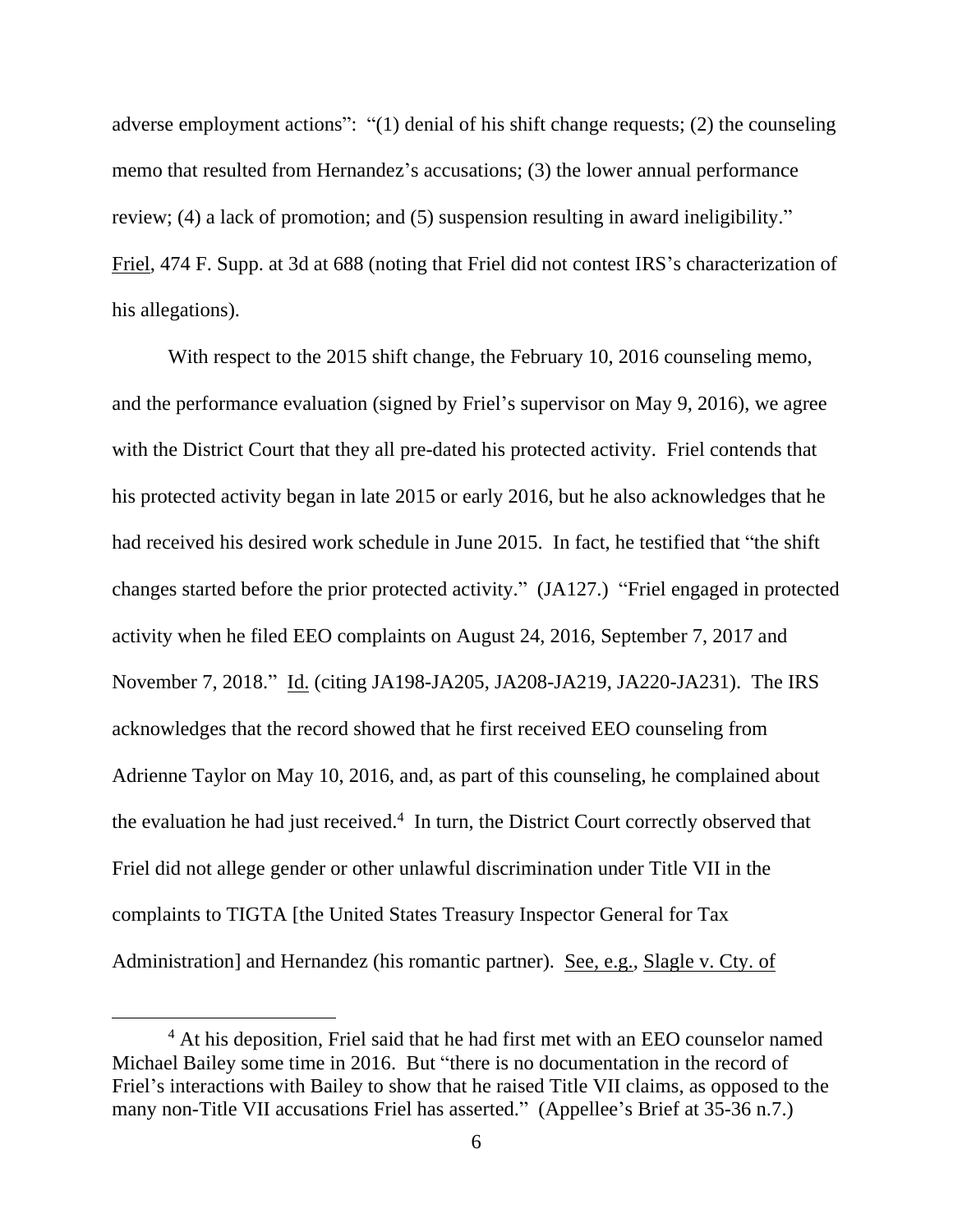adverse employment actions": "(1) denial of his shift change requests; (2) the counseling memo that resulted from Hernandez's accusations; (3) the lower annual performance review; (4) a lack of promotion; and (5) suspension resulting in award ineligibility." Friel, 474 F. Supp. at 3d at 688 (noting that Friel did not contest IRS's characterization of his allegations).

With respect to the 2015 shift change, the February 10, 2016 counseling memo, and the performance evaluation (signed by Friel's supervisor on May 9, 2016), we agree with the District Court that they all pre-dated his protected activity. Friel contends that his protected activity began in late 2015 or early 2016, but he also acknowledges that he had received his desired work schedule in June 2015. In fact, he testified that "the shift changes started before the prior protected activity." (JA127.) "Friel engaged in protected activity when he filed EEO complaints on August 24, 2016, September 7, 2017 and November 7, 2018." Id. (citing JA198-JA205, JA208-JA219, JA220-JA231). The IRS acknowledges that the record showed that he first received EEO counseling from Adrienne Taylor on May 10, 2016, and, as part of this counseling, he complained about the evaluation he had just received.[4] In turn, the District Court correctly observed that Friel did not allege gender or other unlawful discrimination under Title VII in the complaints to TIGTA [the United States Treasury Inspector General for Tax Administration] and Hernandez (his romantic partner). See, e.g., Slagle v. Cty. of

[4] At his deposition, Friel said that he had first met with an EEO counselor named Michael Bailey some time in 2016. But "there is no documentation in the record of Friel's interactions with Bailey to show that he raised Title VII claims, as opposed to the many non-Title VII accusations Friel has asserted." (Appellee's Brief at 35-36 n.7.)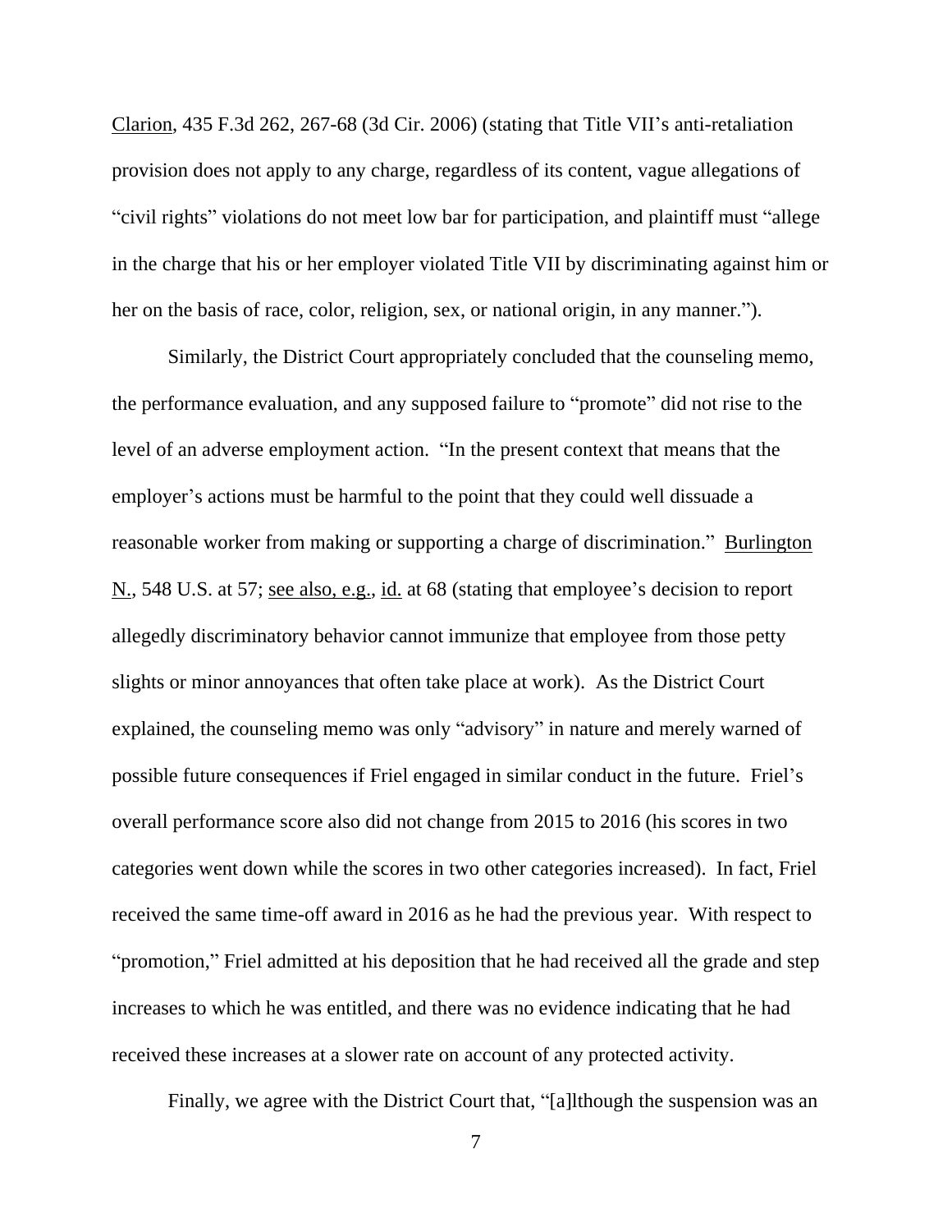Clarion, 435 F.3d 262, 267-68 (3d Cir. 2006) (stating that Title VII's anti-retaliation provision does not apply to any charge, regardless of its content, vague allegations of "civil rights" violations do not meet low bar for participation, and plaintiff must "allege in the charge that his or her employer violated Title VII by discriminating against him or her on the basis of race, color, religion, sex, or national origin, in any manner.").

Similarly, the District Court appropriately concluded that the counseling memo, the performance evaluation, and any supposed failure to "promote" did not rise to the level of an adverse employment action. "In the present context that means that the employer's actions must be harmful to the point that they could well dissuade a reasonable worker from making or supporting a charge of discrimination." Burlington N., 548 U.S. at 57; see also, e.g., id. at 68 (stating that employee's decision to report allegedly discriminatory behavior cannot immunize that employee from those petty slights or minor annoyances that often take place at work). As the District Court explained, the counseling memo was only "advisory" in nature and merely warned of possible future consequences if Friel engaged in similar conduct in the future. Friel's overall performance score also did not change from 2015 to 2016 (his scores in two categories went down while the scores in two other categories increased). In fact, Friel received the same time-off award in 2016 as he had the previous year. With respect to "promotion," Friel admitted at his deposition that he had received all the grade and step increases to which he was entitled, and there was no evidence indicating that he had received these increases at a slower rate on account of any protected activity.

Finally, we agree with the District Court that, "[a]lthough the suspension was an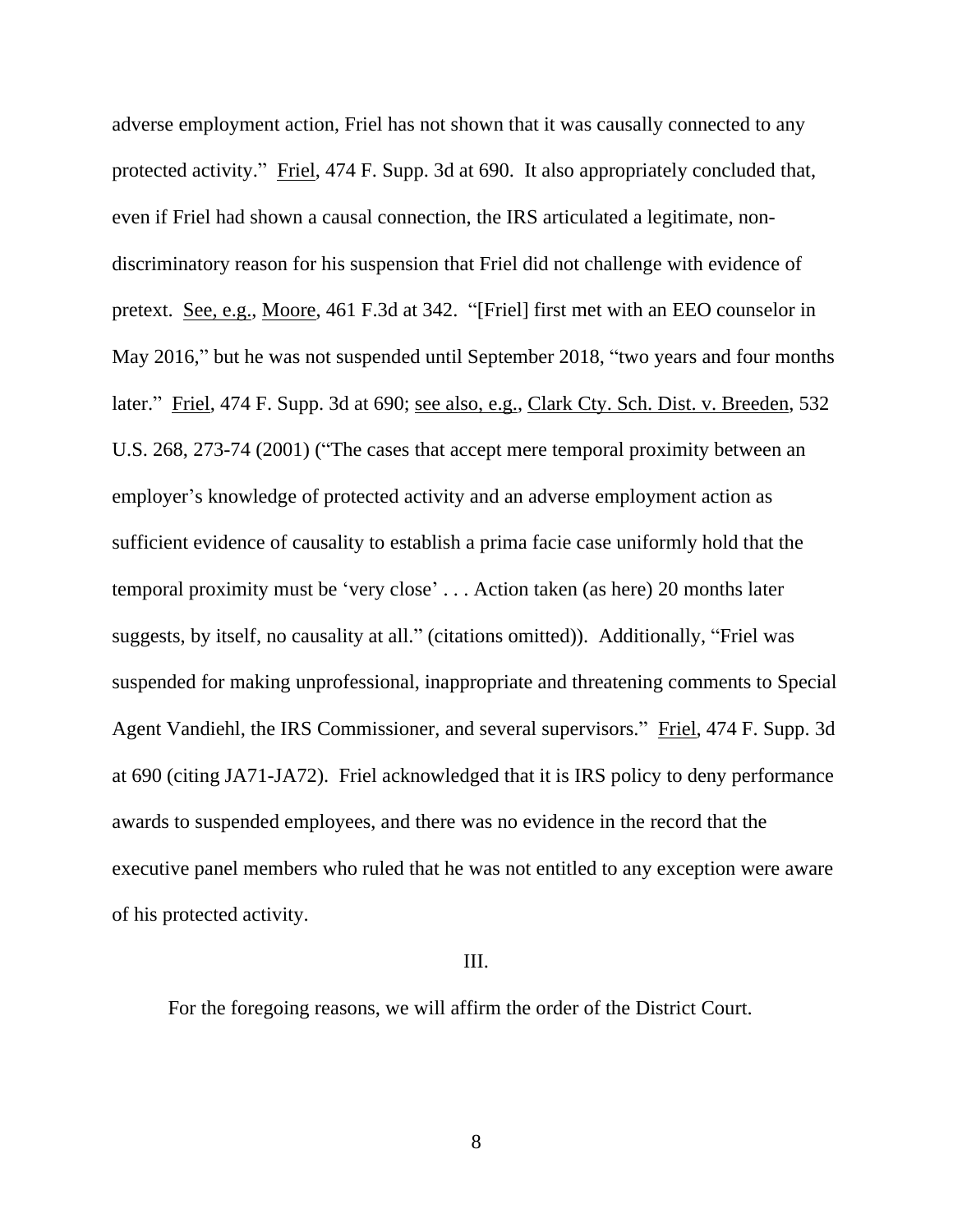adverse employment action, Friel has not shown that it was causally connected to any protected activity." Friel, 474 F. Supp. 3d at 690. It also appropriately concluded that, even if Friel had shown a causal connection, the IRS articulated a legitimate, non-discriminatory reason for his suspension that Friel did not challenge with evidence of pretext. See, e.g., Moore, 461 F.3d at 342. "[Friel] first met with an EEO counselor in May 2016," but he was not suspended until September 2018, "two years and four months later." Friel, 474 F. Supp. 3d at 690; see also, e.g., Clark Cty. Sch. Dist. v. Breeden, 532 U.S. 268, 273-74 (2001) ("The cases that accept mere temporal proximity between an employer's knowledge of protected activity and an adverse employment action as sufficient evidence of causality to establish a prima facie case uniformly hold that the temporal proximity must be 'very close' . . . Action taken (as here) 20 months later suggests, by itself, no causality at all." (citations omitted)). Additionally, "Friel was suspended for making unprofessional, inappropriate and threatening comments to Special Agent Vandiehl, the IRS Commissioner, and several supervisors." Friel, 474 F. Supp. 3d at 690 (citing JA71-JA72). Friel acknowledged that it is IRS policy to deny performance awards to suspended employees, and there was no evidence in the record that the executive panel members who ruled that he was not entitled to any exception were aware of his protected activity.

III.

For the foregoing reasons, we will affirm the order of the District Court.